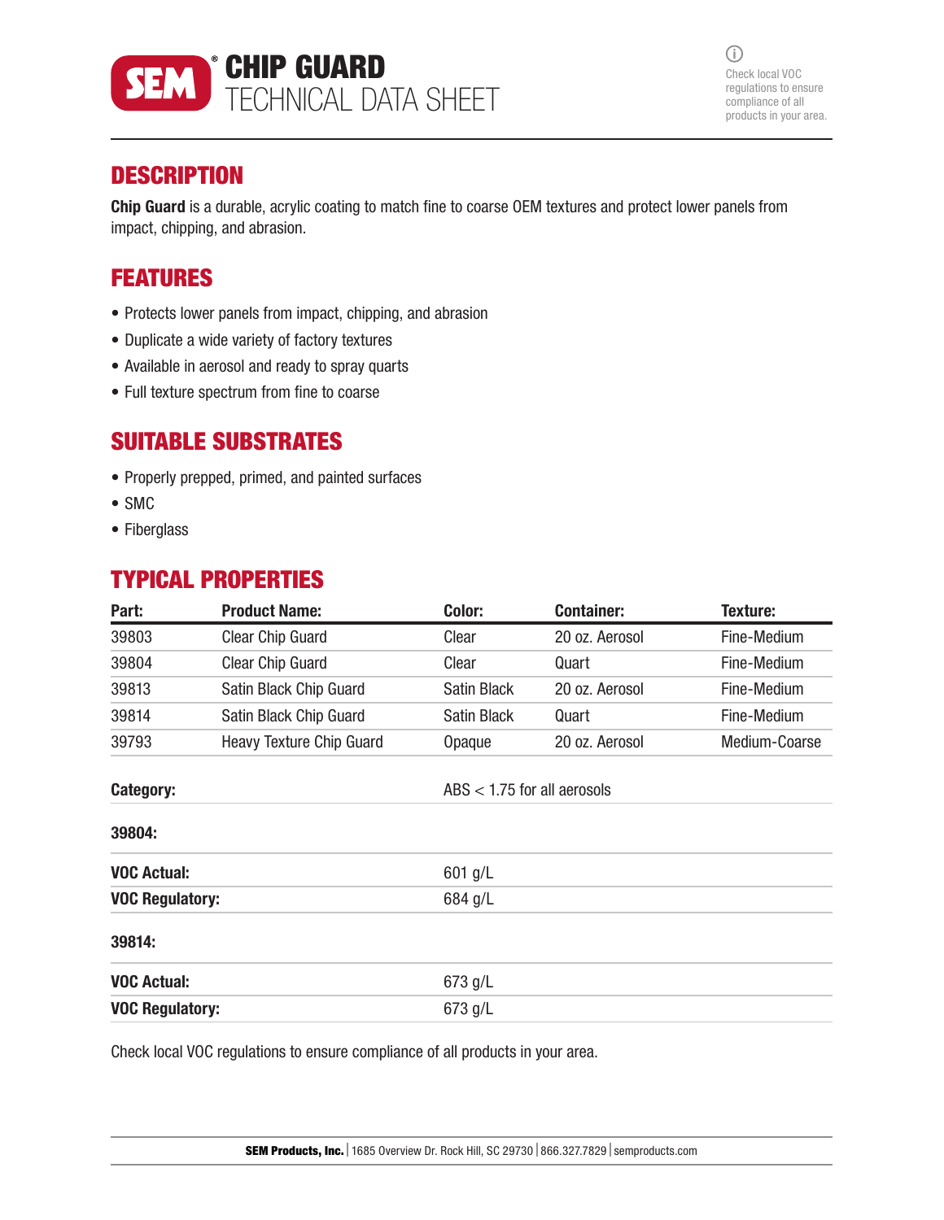# CHIP GUARD TECHNICAL DATA SHEET

Check local VOC regulations to ensure compliance of all products in your area.

## DESCRIPTION

**Chip Guard** is a durable, acrylic coating to match fine to coarse OEM textures and protect lower panels from impact, chipping, and abrasion.

## FEATURES

- Protects lower panels from impact, chipping, and abrasion
- Duplicate a wide variety of factory textures
- Available in aerosol and ready to spray quarts
- Full texture spectrum from fine to coarse

## SUITABLE SUBSTRATES

- Properly prepped, primed, and painted surfaces
- SMC
- Fiberglass

## TYPICAL PROPERTIES

| Part: | Product Name: | Color: | Container: | Texture: |
|---|---|---|---|---|
| 39803 | Clear Chip Guard | Clear | 20 oz. Aerosol | Fine-Medium |
| 39804 | Clear Chip Guard | Clear | Quart | Fine-Medium |
| 39813 | Satin Black Chip Guard | Satin Black | 20 oz. Aerosol | Fine-Medium |
| 39814 | Satin Black Chip Guard | Satin Black | Quart | Fine-Medium |
| 39793 | Heavy Texture Chip Guard | Opaque | 20 oz. Aerosol | Medium-Coarse |

| | |
|---|---|
| **Category:** | ABS < 1.75 for all aerosols |
| **39804:** | |
| **VOC Actual:** | 601 g/L |
| **VOC Regulatory:** | 684 g/L |
| **39814:** | |
| **VOC Actual:** | 673 g/L |
| **VOC Regulatory:** | 673 g/L |

Check local VOC regulations to ensure compliance of all products in your area.

**SEM Products, Inc.** | 1685 Overview Dr. Rock Hill, SC 29730 | 866.327.7829 | semproducts.com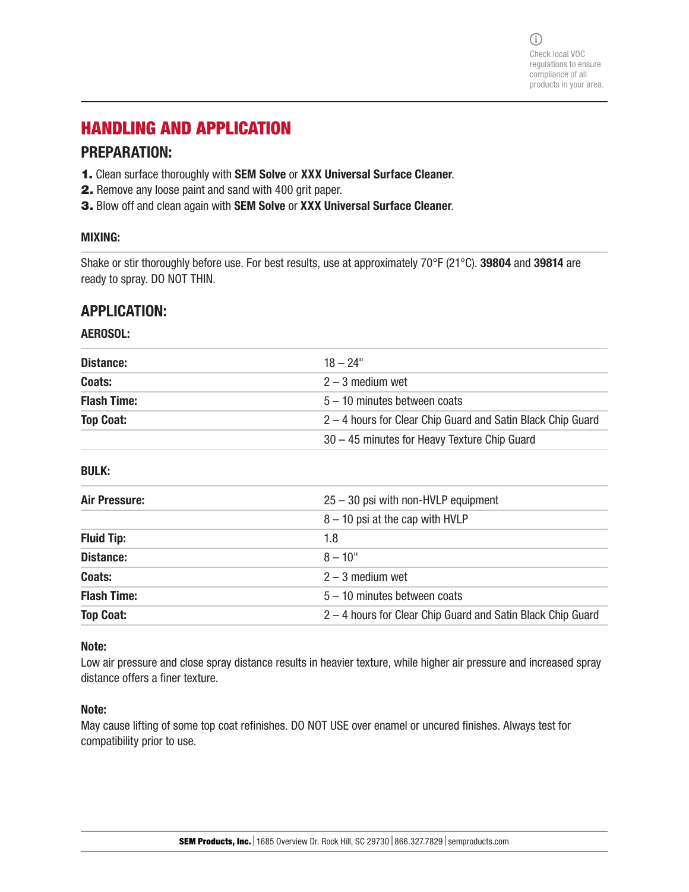Check local VOC regulations to ensure compliance of all products in your area.

# HANDLING AND APPLICATION

## PREPARATION:

1. Clean surface thoroughly with **SEM Solve** or **XXX Universal Surface Cleaner**.
2. Remove any loose paint and sand with 400 grit paper.
3. Blow off and clean again with **SEM Solve** or **XXX Universal Surface Cleaner**.

### MIXING:

Shake or stir thoroughly before use. For best results, use at approximately 70°F (21°C). **39804** and **39814** are ready to spray. DO NOT THIN.

## APPLICATION:

### AEROSOL:

| | |
|---|---|
| **Distance:** | 18 – 24" |
| **Coats:** | 2 – 3 medium wet |
| **Flash Time:** | 5 – 10 minutes between coats |
| **Top Coat:** | 2 – 4 hours for Clear Chip Guard and Satin Black Chip Guard |
| | 30 – 45 minutes for Heavy Texture Chip Guard |

### BULK:

| | |
|---|---|
| **Air Pressure:** | 25 – 30 psi with non-HVLP equipment |
| | 8 – 10 psi at the cap with HVLP |
| **Fluid Tip:** | 1.8 |
| **Distance:** | 8 – 10" |
| **Coats:** | 2 – 3 medium wet |
| **Flash Time:** | 5 – 10 minutes between coats |
| **Top Coat:** | 2 – 4 hours for Clear Chip Guard and Satin Black Chip Guard |

**Note:**
Low air pressure and close spray distance results in heavier texture, while higher air pressure and increased spray distance offers a finer texture.

**Note:**
May cause lifting of some top coat refinishes. DO NOT USE over enamel or uncured finishes. Always test for compatibility prior to use.

**SEM Products, Inc.** | 1685 Overview Dr. Rock Hill, SC 29730 | 866.327.7829 | semproducts.com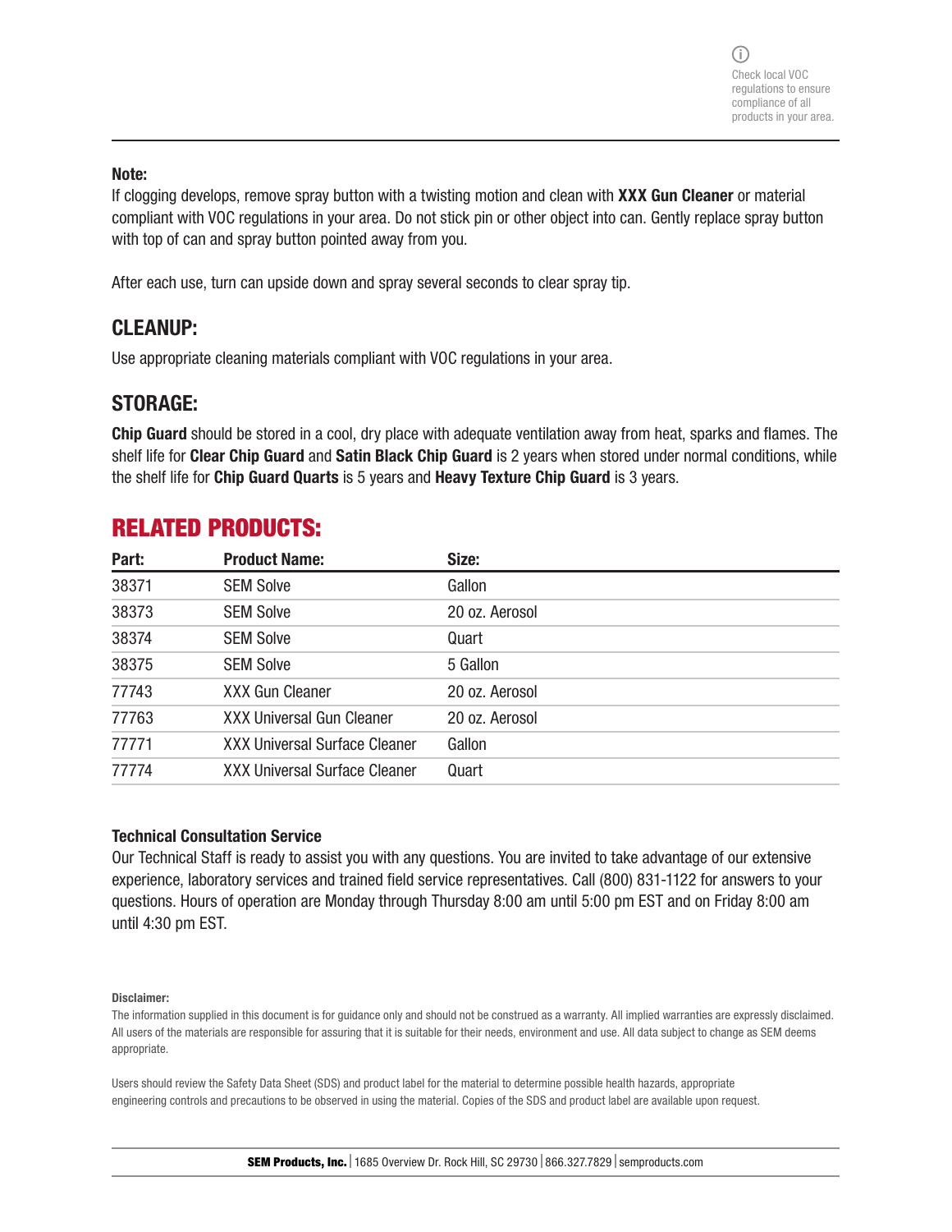Check local VOC regulations to ensure compliance of all products in your area.

**Note:**

If clogging develops, remove spray button with a twisting motion and clean with **XXX Gun Cleaner** or material compliant with VOC regulations in your area. Do not stick pin or other object into can. Gently replace spray button with top of can and spray button pointed away from you.

After each use, turn can upside down and spray several seconds to clear spray tip.

## CLEANUP:

Use appropriate cleaning materials compliant with VOC regulations in your area.

## STORAGE:

**Chip Guard** should be stored in a cool, dry place with adequate ventilation away from heat, sparks and flames. The shelf life for **Clear Chip Guard** and **Satin Black Chip Guard** is 2 years when stored under normal conditions, while the shelf life for **Chip Guard Quarts** is 5 years and **Heavy Texture Chip Guard** is 3 years.

## RELATED PRODUCTS:

| Part: | Product Name: | Size: |
|---|---|---|
| 38371 | SEM Solve | Gallon |
| 38373 | SEM Solve | 20 oz. Aerosol |
| 38374 | SEM Solve | Quart |
| 38375 | SEM Solve | 5 Gallon |
| 77743 | XXX Gun Cleaner | 20 oz. Aerosol |
| 77763 | XXX Universal Gun Cleaner | 20 oz. Aerosol |
| 77771 | XXX Universal Surface Cleaner | Gallon |
| 77774 | XXX Universal Surface Cleaner | Quart |

### Technical Consultation Service

Our Technical Staff is ready to assist you with any questions. You are invited to take advantage of our extensive experience, laboratory services and trained field service representatives. Call (800) 831-1122 for answers to your questions. Hours of operation are Monday through Thursday 8:00 am until 5:00 pm EST and on Friday 8:00 am until 4:30 pm EST.

**Disclaimer:**

The information supplied in this document is for guidance only and should not be construed as a warranty. All implied warranties are expressly disclaimed. All users of the materials are responsible for assuring that it is suitable for their needs, environment and use. All data subject to change as SEM deems appropriate.

Users should review the Safety Data Sheet (SDS) and product label for the material to determine possible health hazards, appropriate engineering controls and precautions to be observed in using the material. Copies of the SDS and product label are available upon request.

**SEM Products, Inc.** | 1685 Overview Dr. Rock Hill, SC 29730 | 866.327.7829 | semproducts.com